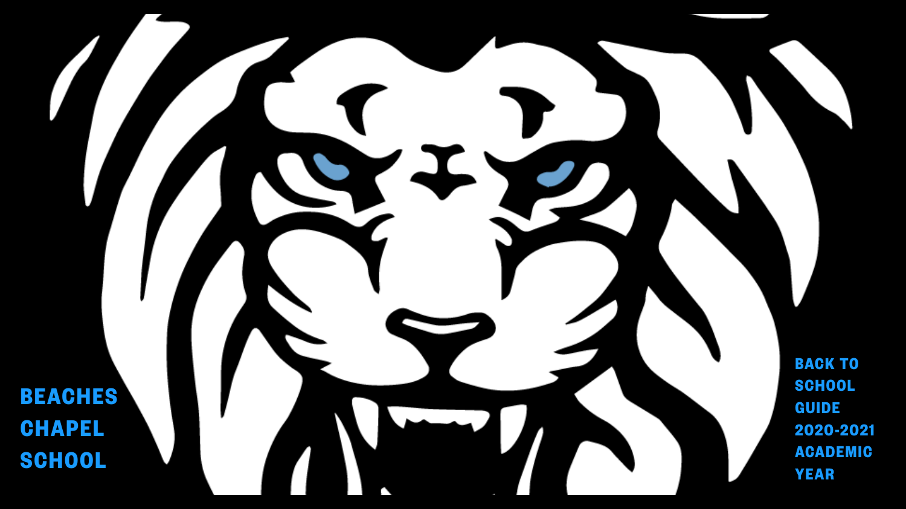# BEACHES CHAPEL SCHOOL

## BACK TO SCHOOL GUIDE 2020-2021 ACADEMIC YEAR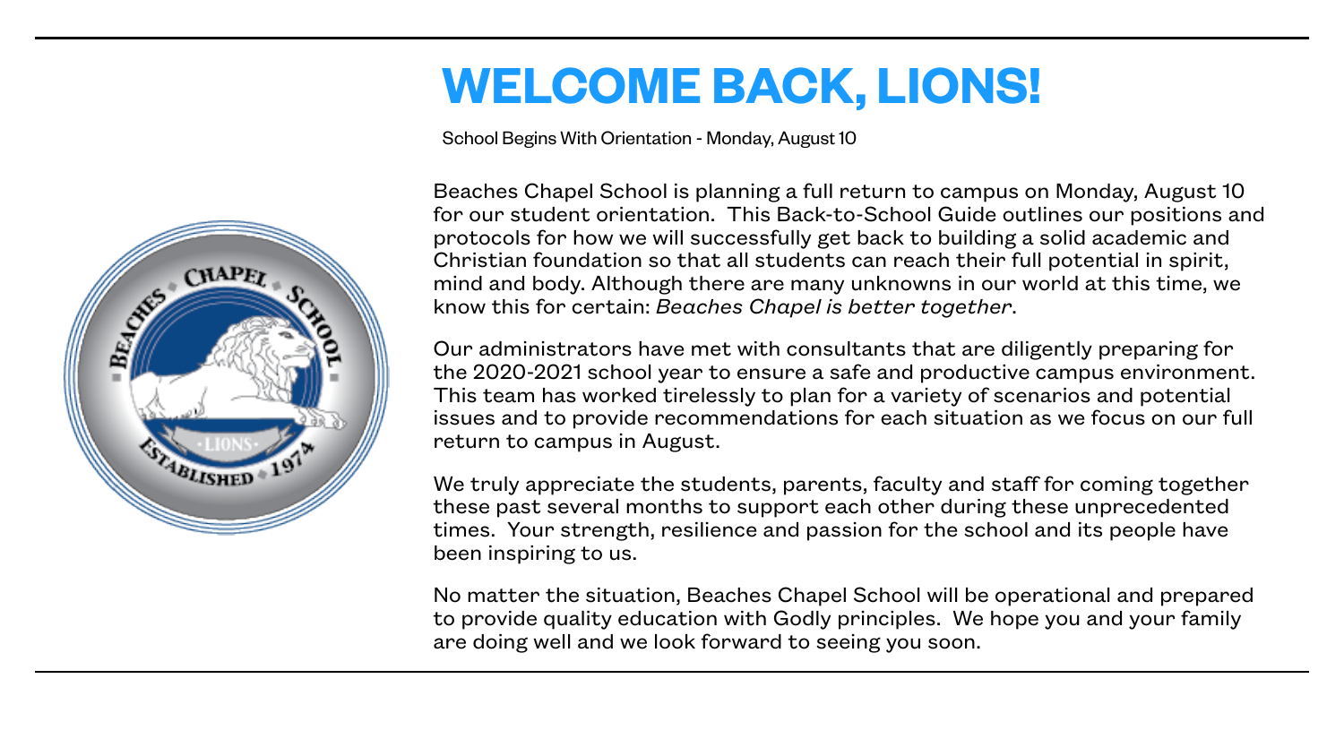# WELCOME BACK, LIONS!

School Begins With Orientation - Monday, August 10

Beaches Chapel School is planning a full return to campus on Monday, August 10 for our student orientation. This Back-to-School Guide outlines our positions and protocols for how we will successfully get back to building a solid academic and Christian foundation so that all students can reach their full potential in spirit, mind and body. Although there are many unknowns in our world at this time, we know this for certain: *Beaches Chapel is better together*.

Our administrators have met with consultants that are diligently preparing for the 2020-2021 school year to ensure a safe and productive campus environment. This team has worked tirelessly to plan for a variety of scenarios and potential issues and to provide recommendations for each situation as we focus on our full return to campus in August.

We truly appreciate the students, parents, faculty and staff for coming together these past several months to support each other during these unprecedented times. Your strength, resilience and passion for the school and its people have been inspiring to us.

No matter the situation, Beaches Chapel School will be operational and prepared to provide quality education with Godly principles. We hope you and your family are doing well and we look forward to seeing you soon.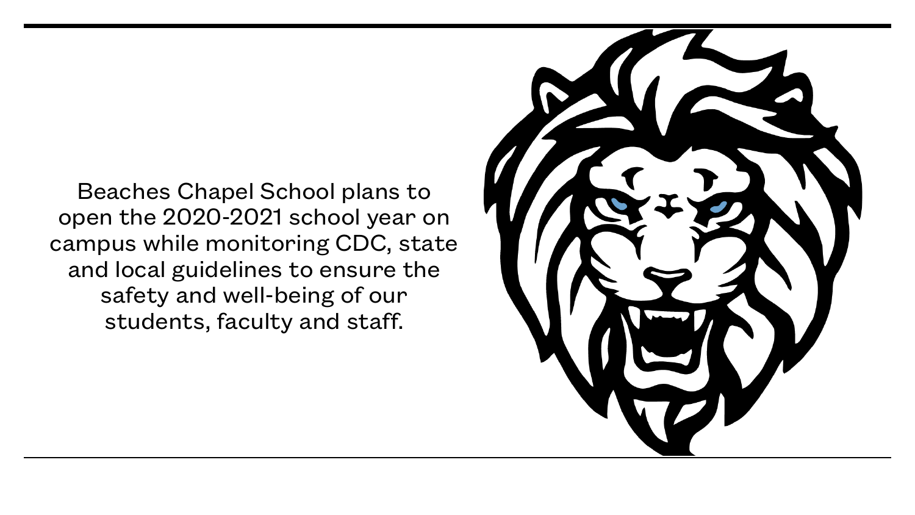Beaches Chapel School plans to open the 2020-2021 school year on campus while monitoring CDC, state and local guidelines to ensure the safety and well-being of our students, faculty and staff.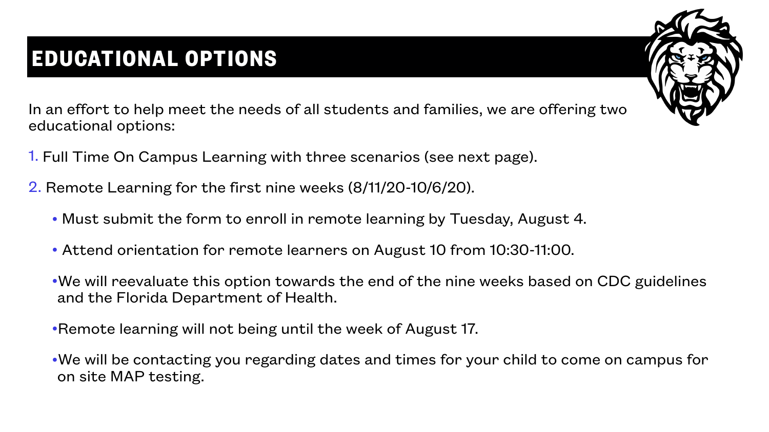# EDUCATIONAL OPTIONS

In an effort to help meet the needs of all students and families, we are offering two educational options:

1. Full Time On Campus Learning with three scenarios (see next page).

2. Remote Learning for the first nine weeks (8/11/20-10/6/20).

   - Must submit the form to enroll in remote learning by Tuesday, August 4.

   - Attend orientation for remote learners on August 10 from 10:30-11:00.

   - We will reevaluate this option towards the end of the nine weeks based on CDC guidelines and the Florida Department of Health.

   - Remote learning will not being until the week of August 17.

   - We will be contacting you regarding dates and times for your child to come on campus for on site MAP testing.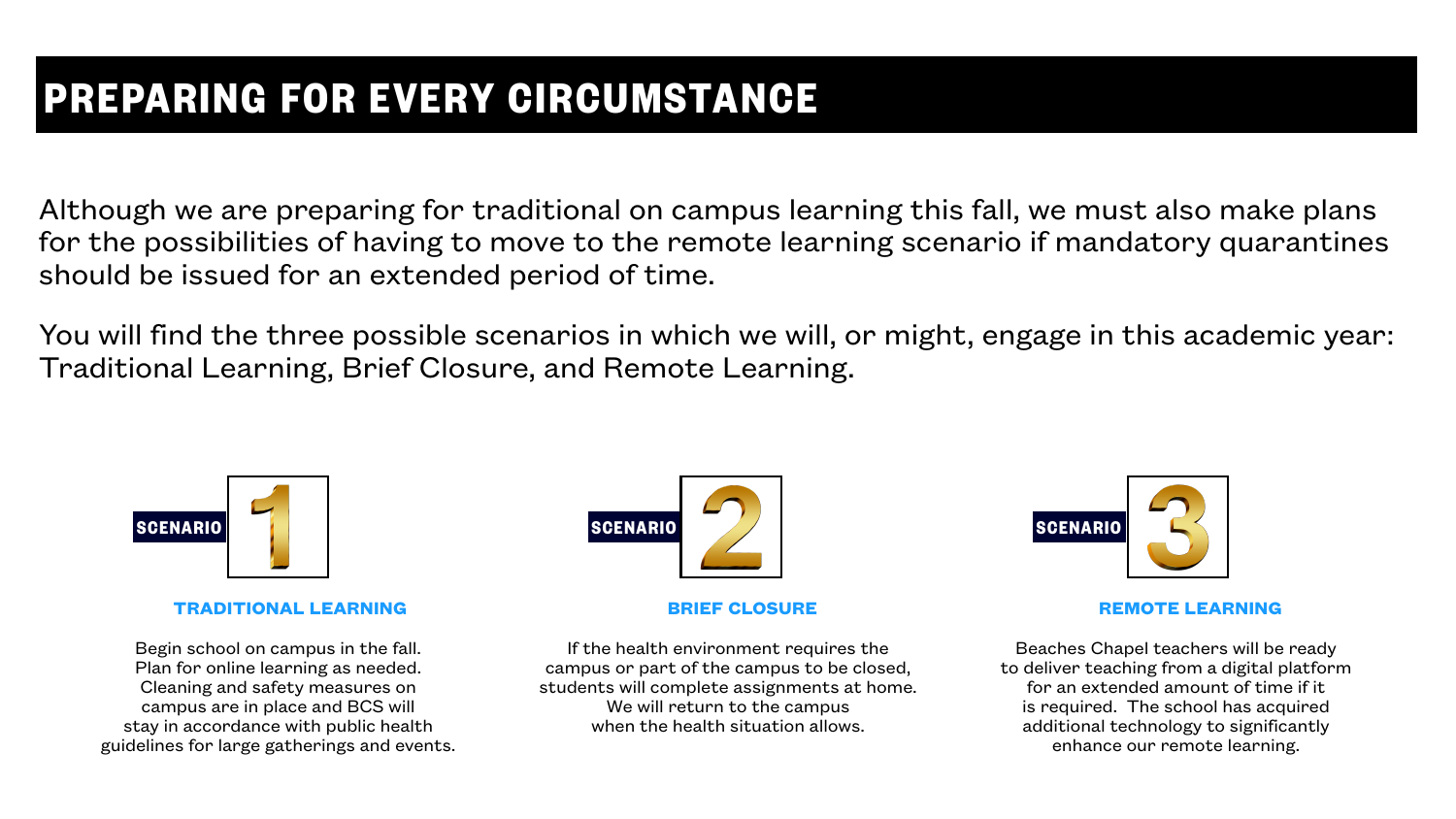# PREPARING FOR EVERY CIRCUMSTANCE

Although we are preparing for traditional on campus learning this fall, we must also make plans for the possibilities of having to move to the remote learning scenario if mandatory quarantines should be issued for an extended period of time.

You will find the three possible scenarios in which we will, or might, engage in this academic year: Traditional Learning, Brief Closure, and Remote Learning.

## SCENARIO 1

### TRADITIONAL LEARNING

Begin school on campus in the fall. Plan for online learning as needed. Cleaning and safety measures on campus are in place and BCS will stay in accordance with public health guidelines for large gatherings and events.

## SCENARIO 2

### BRIEF CLOSURE

If the health environment requires the campus or part of the campus to be closed, students will complete assignments at home. We will return to the campus when the health situation allows.

## SCENARIO 3

### REMOTE LEARNING

Beaches Chapel teachers will be ready to deliver teaching from a digital platform for an extended amount of time if it is required. The school has acquired additional technology to significantly enhance our remote learning.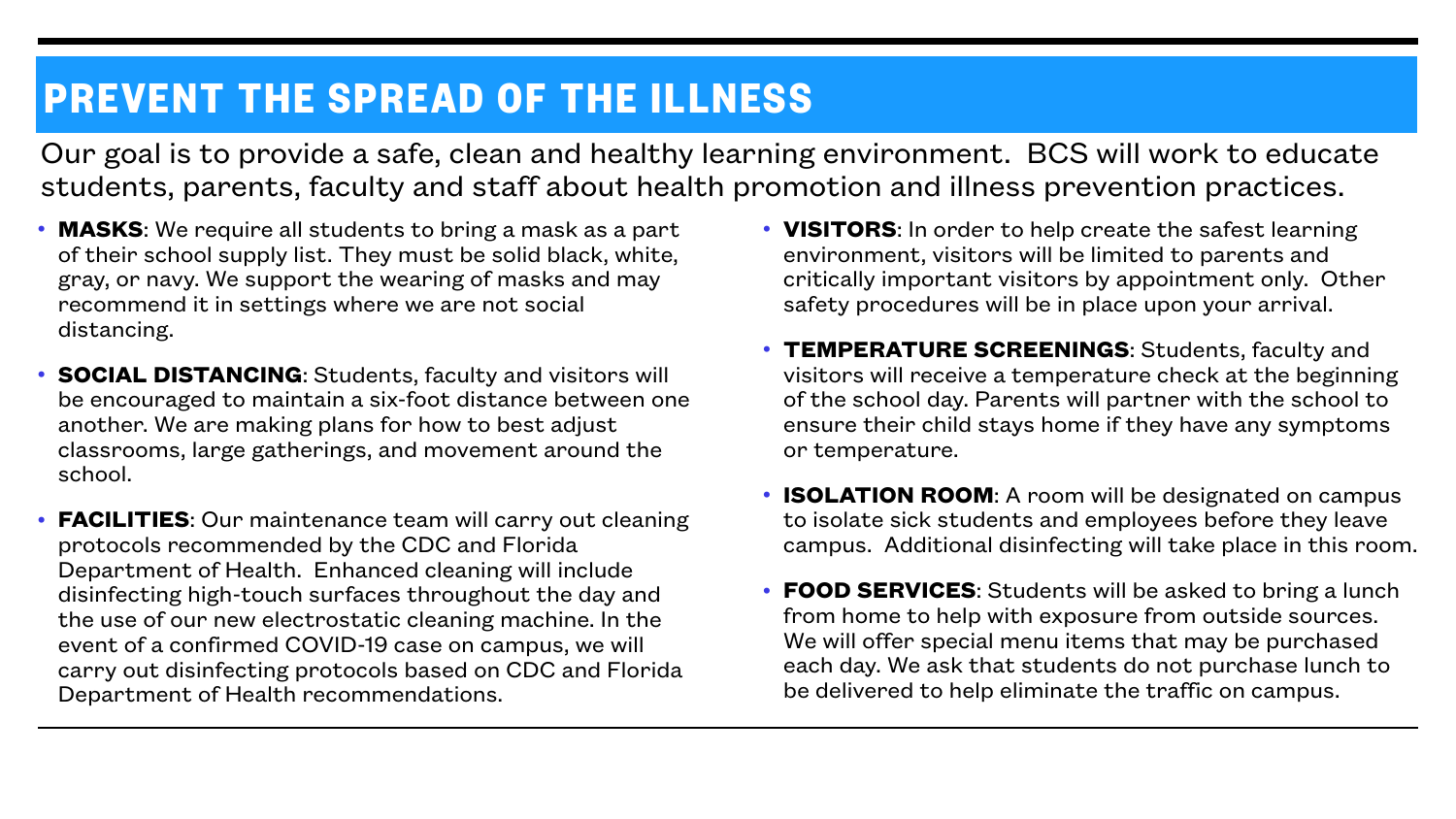# PREVENT THE SPREAD OF THE ILLNESS

Our goal is to provide a safe, clean and healthy learning environment. BCS will work to educate students, parents, faculty and staff about health promotion and illness prevention practices.

- **MASKS**: We require all students to bring a mask as a part of their school supply list. They must be solid black, white, gray, or navy. We support the wearing of masks and may recommend it in settings where we are not social distancing.
- **SOCIAL DISTANCING**: Students, faculty and visitors will be encouraged to maintain a six-foot distance between one another. We are making plans for how to best adjust classrooms, large gatherings, and movement around the school.
- **FACILITIES**: Our maintenance team will carry out cleaning protocols recommended by the CDC and Florida Department of Health. Enhanced cleaning will include disinfecting high-touch surfaces throughout the day and the use of our new electrostatic cleaning machine. In the event of a confirmed COVID-19 case on campus, we will carry out disinfecting protocols based on CDC and Florida Department of Health recommendations.
- **VISITORS**: In order to help create the safest learning environment, visitors will be limited to parents and critically important visitors by appointment only. Other safety procedures will be in place upon your arrival.
- **TEMPERATURE SCREENINGS**: Students, faculty and visitors will receive a temperature check at the beginning of the school day. Parents will partner with the school to ensure their child stays home if they have any symptoms or temperature.
- **ISOLATION ROOM**: A room will be designated on campus to isolate sick students and employees before they leave campus. Additional disinfecting will take place in this room.
- **FOOD SERVICES**: Students will be asked to bring a lunch from home to help with exposure from outside sources. We will offer special menu items that may be purchased each day. We ask that students do not purchase lunch to be delivered to help eliminate the traffic on campus.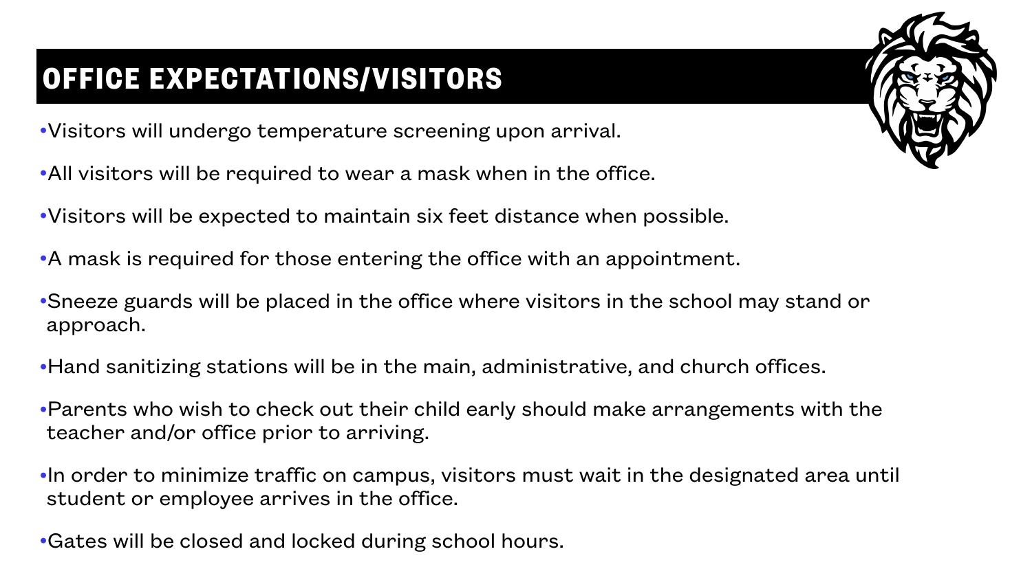# OFFICE EXPECTATIONS/VISITORS

- Visitors will undergo temperature screening upon arrival.
- All visitors will be required to wear a mask when in the office.
- Visitors will be expected to maintain six feet distance when possible.
- A mask is required for those entering the office with an appointment.
- Sneeze guards will be placed in the office where visitors in the school may stand or approach.
- Hand sanitizing stations will be in the main, administrative, and church offices.
- Parents who wish to check out their child early should make arrangements with the teacher and/or office prior to arriving.
- In order to minimize traffic on campus, visitors must wait in the designated area until student or employee arrives in the office.
- Gates will be closed and locked during school hours.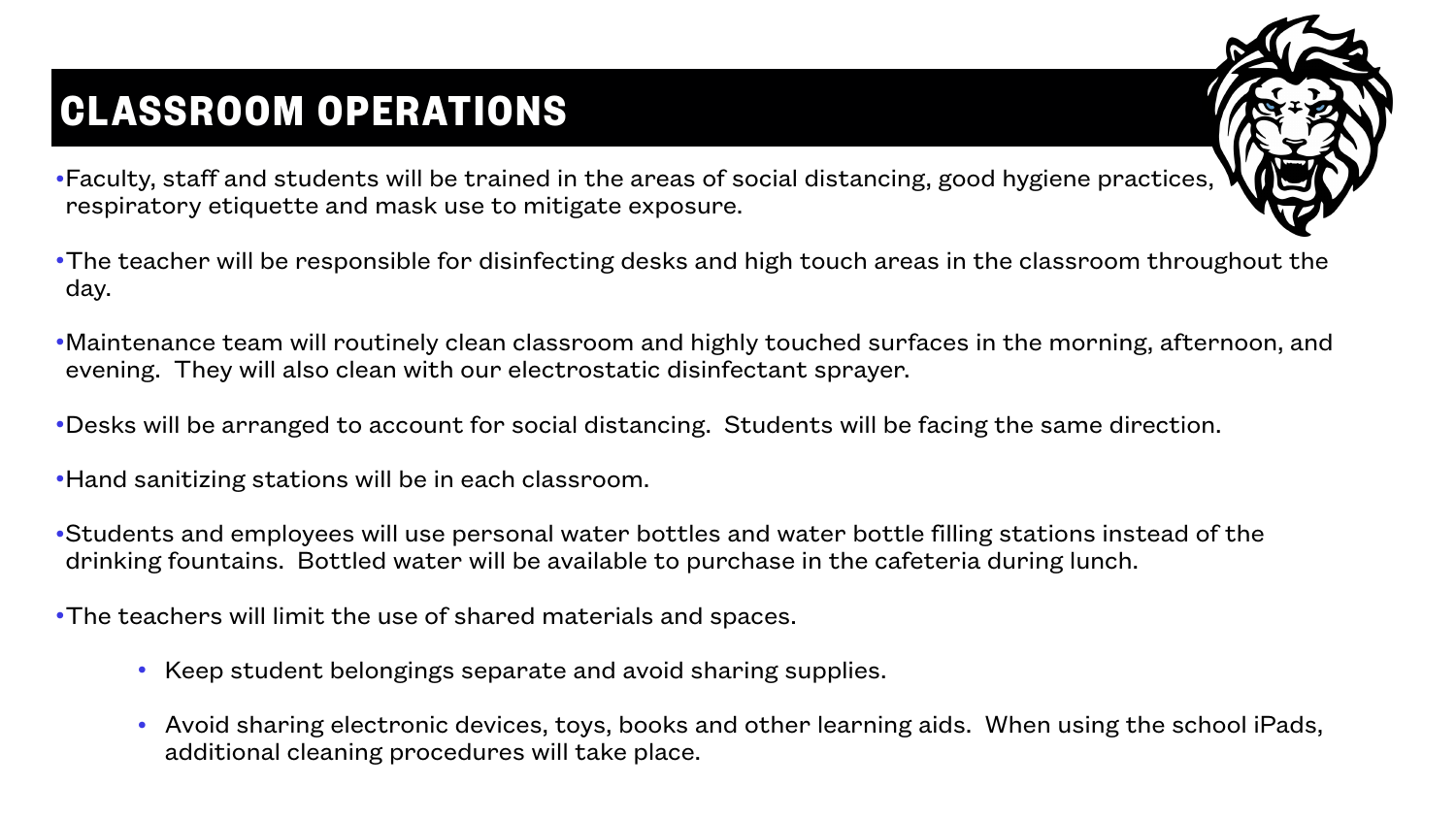# CLASSROOM OPERATIONS

- Faculty, staff and students will be trained in the areas of social distancing, good hygiene practices, respiratory etiquette and mask use to mitigate exposure.
- The teacher will be responsible for disinfecting desks and high touch areas in the classroom throughout the day.
- Maintenance team will routinely clean classroom and highly touched surfaces in the morning, afternoon, and evening. They will also clean with our electrostatic disinfectant sprayer.
- Desks will be arranged to account for social distancing. Students will be facing the same direction.
- Hand sanitizing stations will be in each classroom.
- Students and employees will use personal water bottles and water bottle filling stations instead of the drinking fountains. Bottled water will be available to purchase in the cafeteria during lunch.
- The teachers will limit the use of shared materials and spaces.
  - Keep student belongings separate and avoid sharing supplies.
  - Avoid sharing electronic devices, toys, books and other learning aids. When using the school iPads, additional cleaning procedures will take place.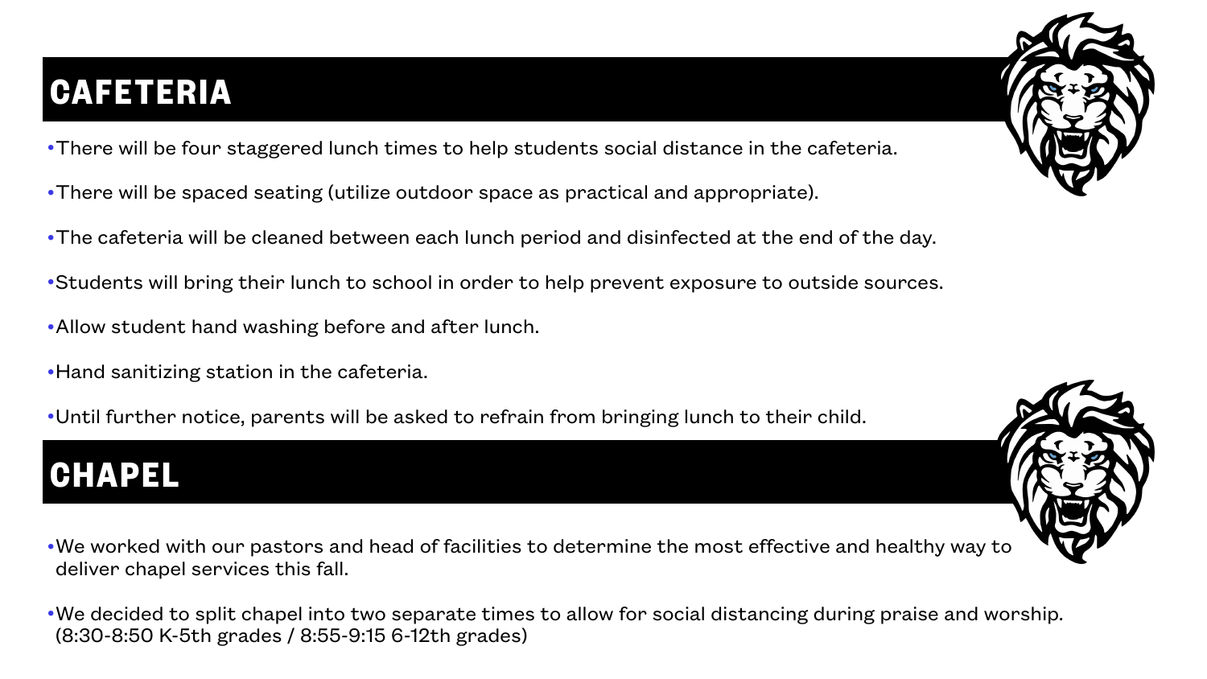## CAFETERIA

- There will be four staggered lunch times to help students social distance in the cafeteria.
- There will be spaced seating (utilize outdoor space as practical and appropriate).
- The cafeteria will be cleaned between each lunch period and disinfected at the end of the day.
- Students will bring their lunch to school in order to help prevent exposure to outside sources.
- Allow student hand washing before and after lunch.
- Hand sanitizing station in the cafeteria.
- Until further notice, parents will be asked to refrain from bringing lunch to their child.

## CHAPEL

- We worked with our pastors and head of facilities to determine the most effective and healthy way to deliver chapel services this fall.
- We decided to split chapel into two separate times to allow for social distancing during praise and worship. (8:30-8:50 K-5th grades / 8:55-9:15 6-12th grades)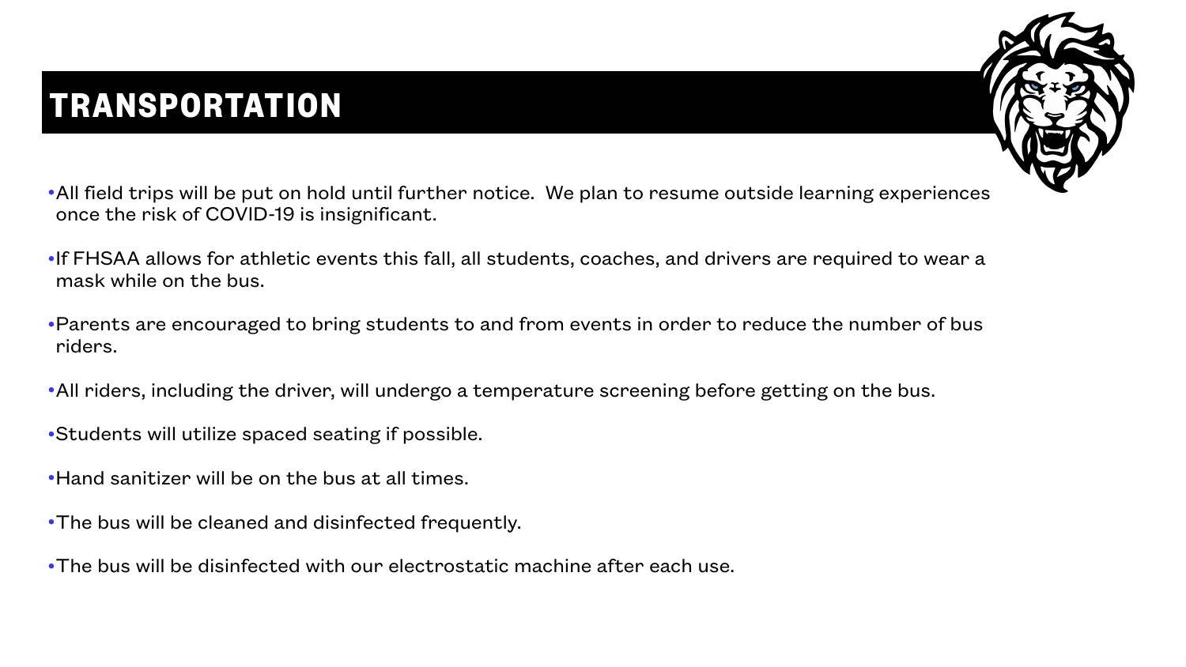# TRANSPORTATION

- All field trips will be put on hold until further notice. We plan to resume outside learning experiences once the risk of COVID-19 is insignificant.
- If FHSAA allows for athletic events this fall, all students, coaches, and drivers are required to wear a mask while on the bus.
- Parents are encouraged to bring students to and from events in order to reduce the number of bus riders.
- All riders, including the driver, will undergo a temperature screening before getting on the bus.
- Students will utilize spaced seating if possible.
- Hand sanitizer will be on the bus at all times.
- The bus will be cleaned and disinfected frequently.
- The bus will be disinfected with our electrostatic machine after each use.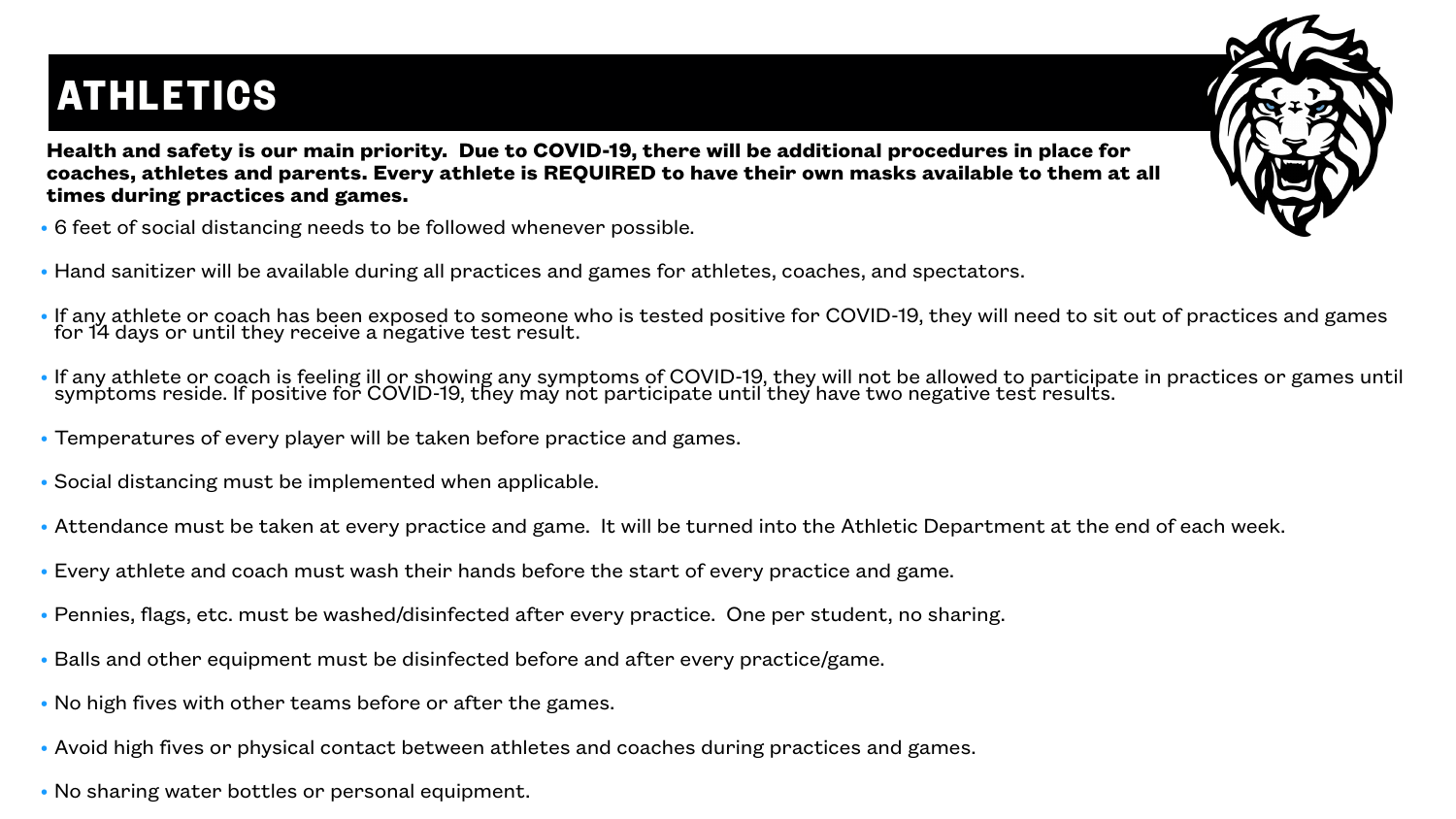# ATHLETICS

**Health and safety is our main priority. Due to COVID-19, there will be additional procedures in place for coaches, athletes and parents. Every athlete is REQUIRED to have their own masks available to them at all times during practices and games.**

- 6 feet of social distancing needs to be followed whenever possible.
- Hand sanitizer will be available during all practices and games for athletes, coaches, and spectators.
- If any athlete or coach has been exposed to someone who is tested positive for COVID-19, they will need to sit out of practices and games for 14 days or until they receive a negative test result.
- If any athlete or coach is feeling ill or showing any symptoms of COVID-19, they will not be allowed to participate in practices or games until symptoms reside. If positive for COVID-19, they may not participate until they have two negative test results.
- Temperatures of every player will be taken before practice and games.
- Social distancing must be implemented when applicable.
- Attendance must be taken at every practice and game. It will be turned into the Athletic Department at the end of each week.
- Every athlete and coach must wash their hands before the start of every practice and game.
- Pennies, flags, etc. must be washed/disinfected after every practice. One per student, no sharing.
- Balls and other equipment must be disinfected before and after every practice/game.
- No high fives with other teams before or after the games.
- Avoid high fives or physical contact between athletes and coaches during practices and games.
- No sharing water bottles or personal equipment.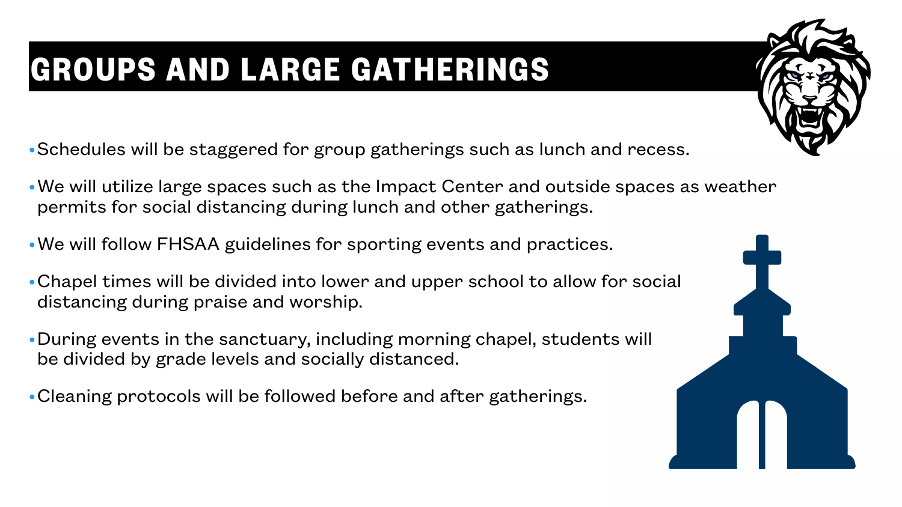# GROUPS AND LARGE GATHERINGS

- Schedules will be staggered for group gatherings such as lunch and recess.
- We will utilize large spaces such as the Impact Center and outside spaces as weather permits for social distancing during lunch and other gatherings.
- We will follow FHSAA guidelines for sporting events and practices.
- Chapel times will be divided into lower and upper school to allow for social distancing during praise and worship.
- During events in the sanctuary, including morning chapel, students will be divided by grade levels and socially distanced.
- Cleaning protocols will be followed before and after gatherings.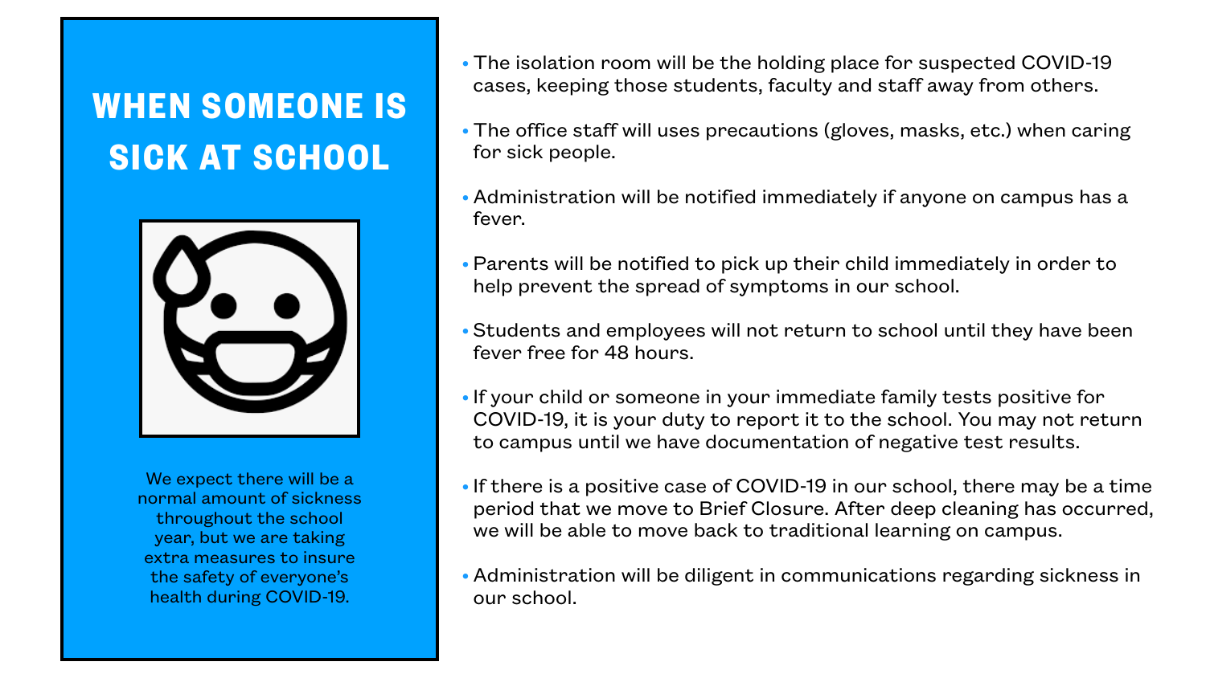# WHEN SOMEONE IS SICK AT SCHOOL

We expect there will be a normal amount of sickness throughout the school year, but we are taking extra measures to insure the safety of everyone's health during COVID-19.

- The isolation room will be the holding place for suspected COVID-19 cases, keeping those students, faculty and staff away from others.
- The office staff will uses precautions (gloves, masks, etc.) when caring for sick people.
- Administration will be notified immediately if anyone on campus has a fever.
- Parents will be notified to pick up their child immediately in order to help prevent the spread of symptoms in our school.
- Students and employees will not return to school until they have been fever free for 48 hours.
- If your child or someone in your immediate family tests positive for COVID-19, it is your duty to report it to the school. You may not return to campus until we have documentation of negative test results.
- If there is a positive case of COVID-19 in our school, there may be a time period that we move to Brief Closure. After deep cleaning has occurred, we will be able to move back to traditional learning on campus.
- Administration will be diligent in communications regarding sickness in our school.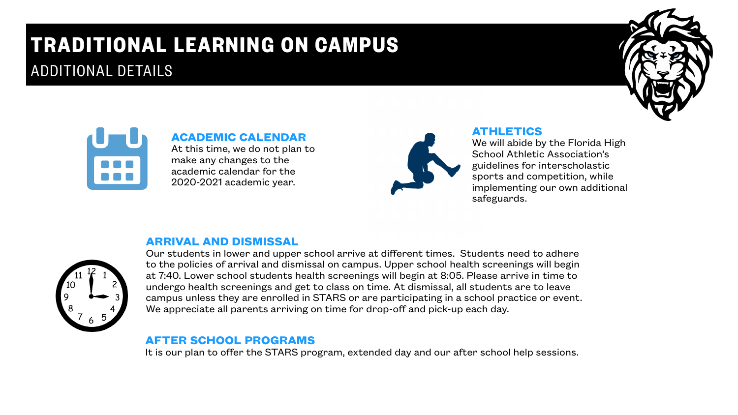# TRADITIONAL LEARNING ON CAMPUS

## ADDITIONAL DETAILS

### ACADEMIC CALENDAR

At this time, we do not plan to make any changes to the academic calendar for the 2020-2021 academic year.

### ATHLETICS

We will abide by the Florida High School Athletic Association's guidelines for interscholastic sports and competition, while implementing our own additional safeguards.

### ARRIVAL AND DISMISSAL

Our students in lower and upper school arrive at different times. Students need to adhere to the policies of arrival and dismissal on campus. Upper school health screenings will begin at 7:40. Lower school students health screenings will begin at 8:05. Please arrive in time to undergo health screenings and get to class on time. At dismissal, all students are to leave campus unless they are enrolled in STARS or are participating in a school practice or event. We appreciate all parents arriving on time for drop-off and pick-up each day.

### AFTER SCHOOL PROGRAMS

It is our plan to offer the STARS program, extended day and our after school help sessions.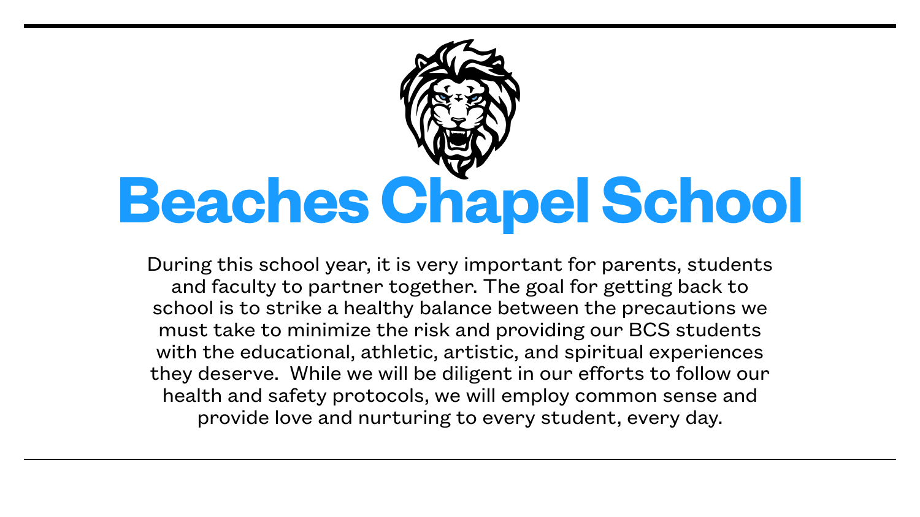# Beaches Chapel School

During this school year, it is very important for parents, students and faculty to partner together. The goal for getting back to school is to strike a healthy balance between the precautions we must take to minimize the risk and providing our BCS students with the educational, athletic, artistic, and spiritual experiences they deserve. While we will be diligent in our efforts to follow our health and safety protocols, we will employ common sense and provide love and nurturing to every student, every day.